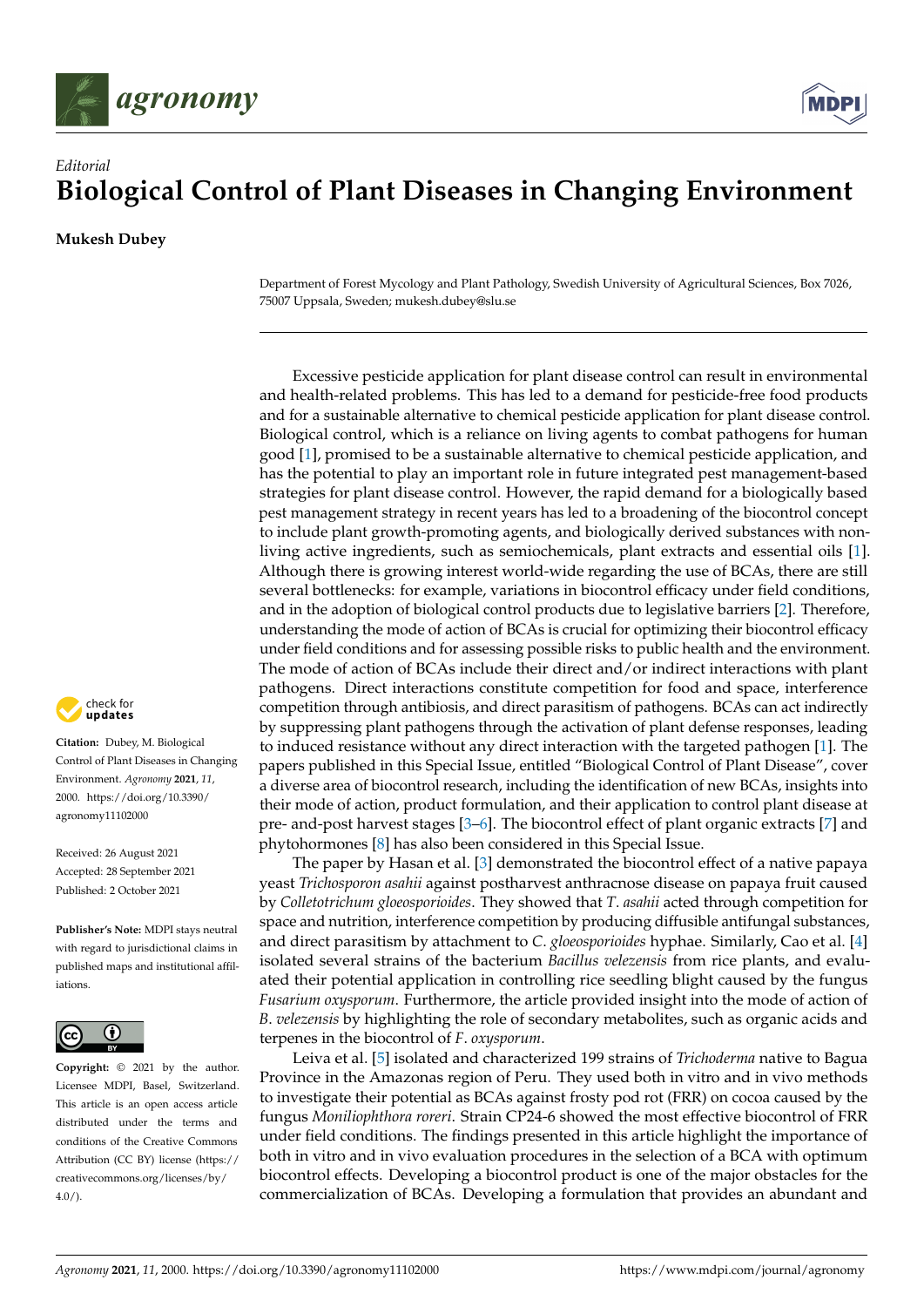*Editorial*

# Biological Control of Plant Diseases in Changing Environment

**Mukesh Dubey**

Department of Forest Mycology and Plant Pathology, Swedish University of Agricultural Sciences, Box 7026, 75007 Uppsala, Sweden; mukesh.dubey@slu.se

**Citation:** Dubey, M. Biological Control of Plant Diseases in Changing Environment. *Agronomy* **2021**, *11*, 2000. https://doi.org/10.3390/agronomy11102000

Received: 26 August 2021
Accepted: 28 September 2021
Published: 2 October 2021

**Publisher's Note:** MDPI stays neutral with regard to jurisdictional claims in published maps and institutional affiliations.

**Copyright:** © 2021 by the author. Licensee MDPI, Basel, Switzerland. This article is an open access article distributed under the terms and conditions of the Creative Commons Attribution (CC BY) license (https://creativecommons.org/licenses/by/4.0/).

Excessive pesticide application for plant disease control can result in environmental and health-related problems. This has led to a demand for pesticide-free food products and for a sustainable alternative to chemical pesticide application for plant disease control. Biological control, which is a reliance on living agents to combat pathogens for human good [1], promised to be a sustainable alternative to chemical pesticide application, and has the potential to play an important role in future integrated pest management-based strategies for plant disease control. However, the rapid demand for a biologically based pest management strategy in recent years has led to a broadening of the biocontrol concept to include plant growth-promoting agents, and biologically derived substances with non-living active ingredients, such as semiochemicals, plant extracts and essential oils [1]. Although there is growing interest world-wide regarding the use of BCAs, there are still several bottlenecks: for example, variations in biocontrol efficacy under field conditions, and in the adoption of biological control products due to legislative barriers [2]. Therefore, understanding the mode of action of BCAs is crucial for optimizing their biocontrol efficacy under field conditions and for assessing possible risks to public health and the environment. The mode of action of BCAs include their direct and/or indirect interactions with plant pathogens. Direct interactions constitute competition for food and space, interference competition through antibiosis, and direct parasitism of pathogens. BCAs can act indirectly by suppressing plant pathogens through the activation of plant defense responses, leading to induced resistance without any direct interaction with the targeted pathogen [1]. The papers published in this Special Issue, entitled "Biological Control of Plant Disease", cover a diverse area of biocontrol research, including the identification of new BCAs, insights into their mode of action, product formulation, and their application to control plant disease at pre- and-post harvest stages [3–6]. The biocontrol effect of plant organic extracts [7] and phytohormones [8] has also been considered in this Special Issue.

The paper by Hasan et al. [3] demonstrated the biocontrol effect of a native papaya yeast *Trichosporon asahii* against postharvest anthracnose disease on papaya fruit caused by *Colletotrichum gloeosporioides*. They showed that *T. asahii* acted through competition for space and nutrition, interference competition by producing diffusible antifungal substances, and direct parasitism by attachment to *C. gloeosporioides* hyphae. Similarly, Cao et al. [4] isolated several strains of the bacterium *Bacillus velezensis* from rice plants, and evaluated their potential application in controlling rice seedling blight caused by the fungus *Fusarium oxysporum*. Furthermore, the article provided insight into the mode of action of *B. velezensis* by highlighting the role of secondary metabolites, such as organic acids and terpenes in the biocontrol of *F. oxysporum*.

Leiva et al. [5] isolated and characterized 199 strains of *Trichoderma* native to Bagua Province in the Amazonas region of Peru. They used both in vitro and in vivo methods to investigate their potential as BCAs against frosty pod rot (FRR) on cocoa caused by the fungus *Moniliophthora roreri*. Strain CP24-6 showed the most effective biocontrol of FRR under field conditions. The findings presented in this article highlight the importance of both in vitro and in vivo evaluation procedures in the selection of a BCA with optimum biocontrol effects. Developing a biocontrol product is one of the major obstacles for the commercialization of BCAs. Developing a formulation that provides an abundant and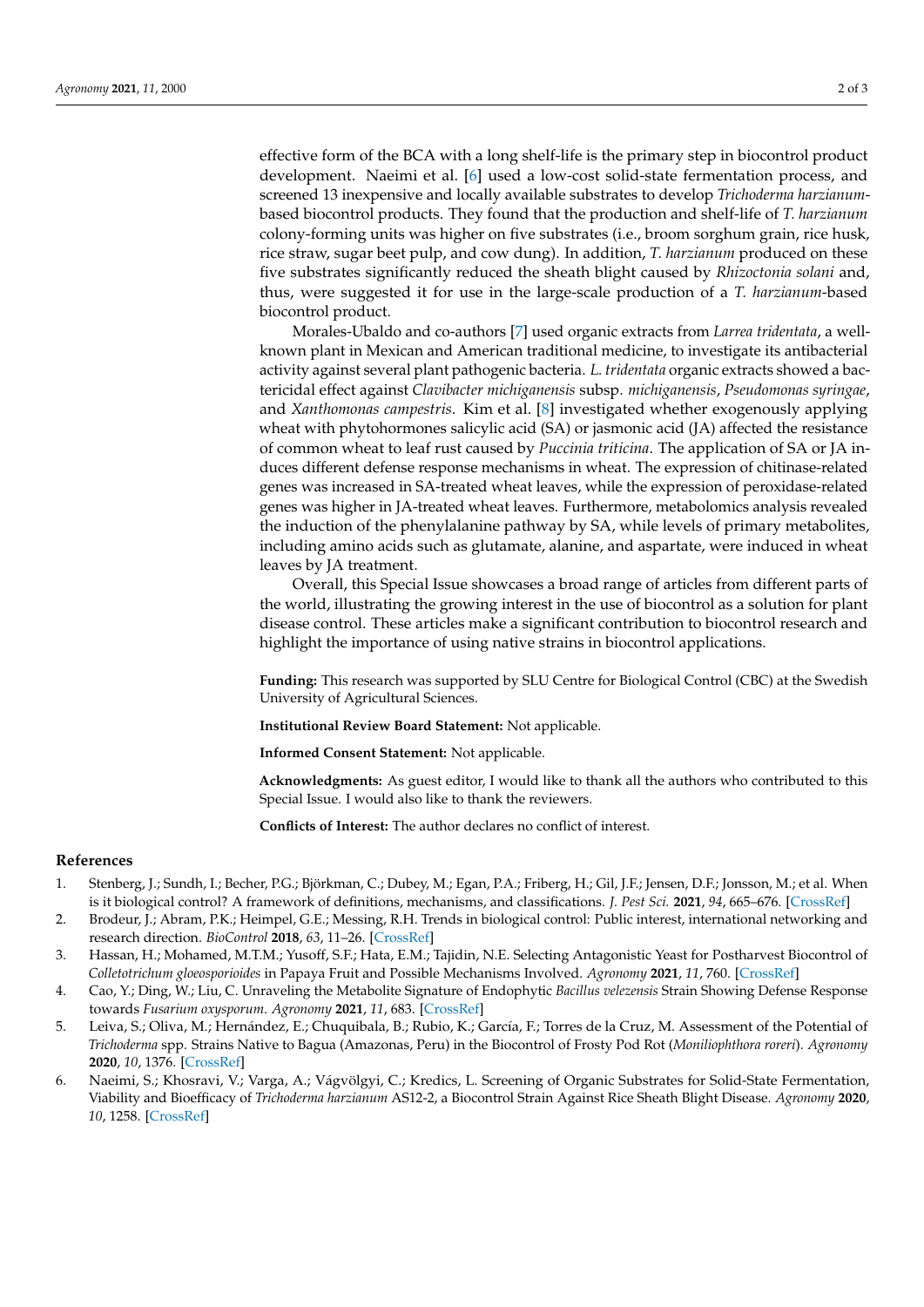effective form of the BCA with a long shelf-life is the primary step in biocontrol product development. Naeimi et al. [6] used a low-cost solid-state fermentation process, and screened 13 inexpensive and locally available substrates to develop *Trichoderma harzianum*-based biocontrol products. They found that the production and shelf-life of *T. harzianum* colony-forming units was higher on five substrates (i.e., broom sorghum grain, rice husk, rice straw, sugar beet pulp, and cow dung). In addition, *T. harzianum* produced on these five substrates significantly reduced the sheath blight caused by *Rhizoctonia solani* and, thus, were suggested it for use in the large-scale production of a *T. harzianum*-based biocontrol product.

Morales-Ubaldo and co-authors [7] used organic extracts from *Larrea tridentata*, a well-known plant in Mexican and American traditional medicine, to investigate its antibacterial activity against several plant pathogenic bacteria. *L. tridentata* organic extracts showed a bactericidal effect against *Clavibacter michiganensis* subsp. *michiganensis*, *Pseudomonas syringae*, and *Xanthomonas campestris*. Kim et al. [8] investigated whether exogenously applying wheat with phytohormones salicylic acid (SA) or jasmonic acid (JA) affected the resistance of common wheat to leaf rust caused by *Puccinia triticina*. The application of SA or JA induces different defense response mechanisms in wheat. The expression of chitinase-related genes was increased in SA-treated wheat leaves, while the expression of peroxidase-related genes was higher in JA-treated wheat leaves. Furthermore, metabolomics analysis revealed the induction of the phenylalanine pathway by SA, while levels of primary metabolites, including amino acids such as glutamate, alanine, and aspartate, were induced in wheat leaves by JA treatment.

Overall, this Special Issue showcases a broad range of articles from different parts of the world, illustrating the growing interest in the use of biocontrol as a solution for plant disease control. These articles make a significant contribution to biocontrol research and highlight the importance of using native strains in biocontrol applications.

**Funding:** This research was supported by SLU Centre for Biological Control (CBC) at the Swedish University of Agricultural Sciences.

**Institutional Review Board Statement:** Not applicable.

**Informed Consent Statement:** Not applicable.

**Acknowledgments:** As guest editor, I would like to thank all the authors who contributed to this Special Issue. I would also like to thank the reviewers.

**Conflicts of Interest:** The author declares no conflict of interest.

## References

1. Stenberg, J.; Sundh, I.; Becher, P.G.; Björkman, C.; Dubey, M.; Egan, P.A.; Friberg, H.; Gil, J.F.; Jensen, D.F.; Jonsson, M.; et al. When is it biological control? A framework of definitions, mechanisms, and classifications. *J. Pest Sci.* **2021**, *94*, 665–676. [CrossRef]
2. Brodeur, J.; Abram, P.K.; Heimpel, G.E.; Messing, R.H. Trends in biological control: Public interest, international networking and research direction. *BioControl* **2018**, *63*, 11–26. [CrossRef]
3. Hassan, H.; Mohamed, M.T.M.; Yusoff, S.F.; Hata, E.M.; Tajidin, N.E. Selecting Antagonistic Yeast for Postharvest Biocontrol of *Colletotrichum gloeosporioides* in Papaya Fruit and Possible Mechanisms Involved. *Agronomy* **2021**, *11*, 760. [CrossRef]
4. Cao, Y.; Ding, W.; Liu, C. Unraveling the Metabolite Signature of Endophytic *Bacillus velezensis* Strain Showing Defense Response towards *Fusarium oxysporum*. *Agronomy* **2021**, *11*, 683. [CrossRef]
5. Leiva, S.; Oliva, M.; Hernández, E.; Chuquibala, B.; Rubio, K.; García, F.; Torres de la Cruz, M. Assessment of the Potential of *Trichoderma* spp. Strains Native to Bagua (Amazonas, Peru) in the Biocontrol of Frosty Pod Rot (*Moniliophthora roreri*). *Agronomy* **2020**, *10*, 1376. [CrossRef]
6. Naeimi, S.; Khosravi, V.; Varga, A.; Vágvölgyi, C.; Kredics, L. Screening of Organic Substrates for Solid-State Fermentation, Viability and Bioefficacy of *Trichoderma harzianum* AS12-2, a Biocontrol Strain Against Rice Sheath Blight Disease. *Agronomy* **2020**, *10*, 1258. [CrossRef]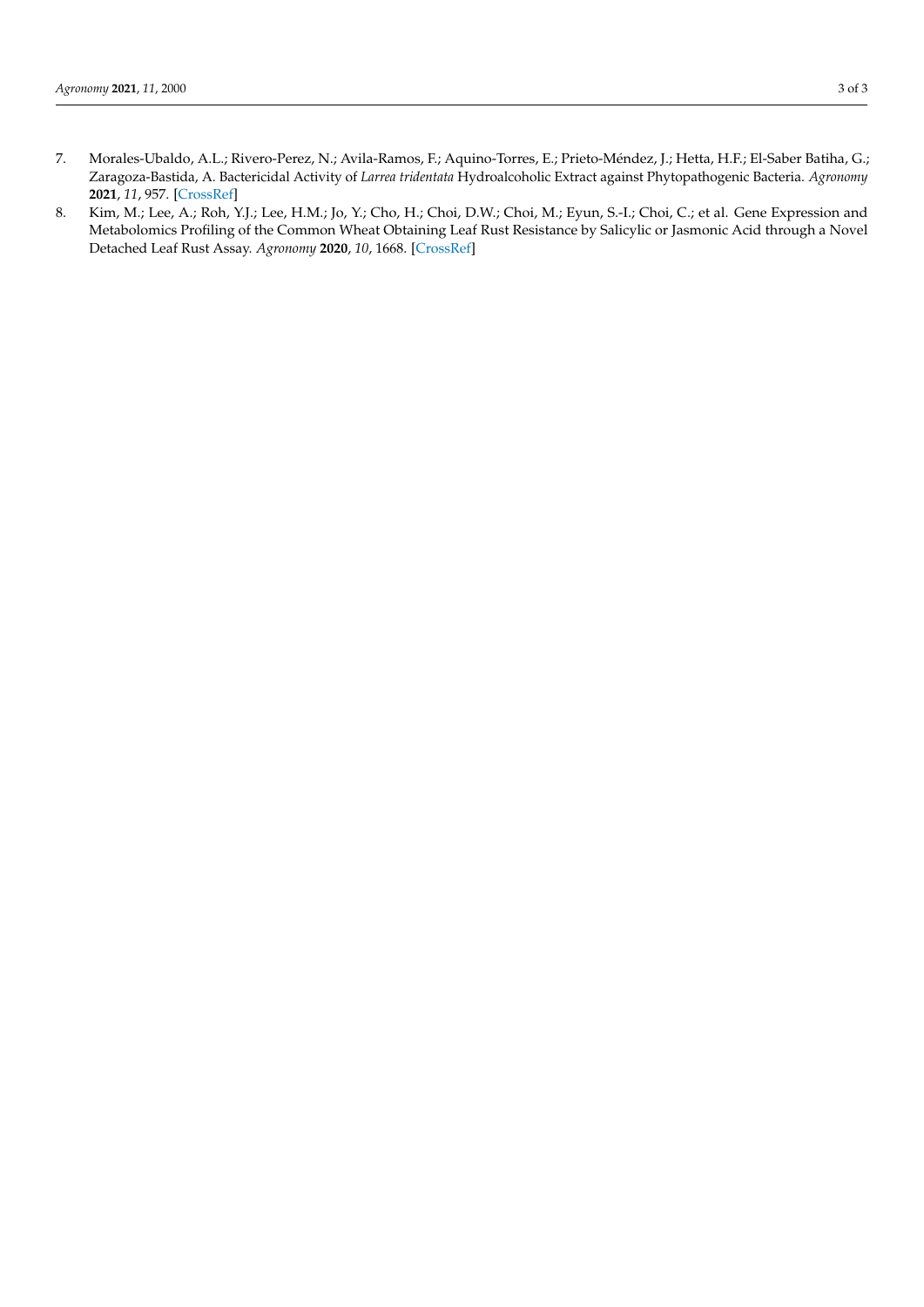7. Morales-Ubaldo, A.L.; Rivero-Perez, N.; Avila-Ramos, F.; Aquino-Torres, E.; Prieto-Méndez, J.; Hetta, H.F.; El-Saber Batiha, G.; Zaragoza-Bastida, A. Bactericidal Activity of *Larrea tridentata* Hydroalcoholic Extract against Phytopathogenic Bacteria. *Agronomy* **2021**, *11*, 957. [CrossRef]
8. Kim, M.; Lee, A.; Roh, Y.J.; Lee, H.M.; Jo, Y.; Cho, H.; Choi, D.W.; Choi, M.; Eyun, S.-I.; Choi, C.; et al. Gene Expression and Metabolomics Profiling of the Common Wheat Obtaining Leaf Rust Resistance by Salicylic or Jasmonic Acid through a Novel Detached Leaf Rust Assay. *Agronomy* **2020**, *10*, 1668. [CrossRef]